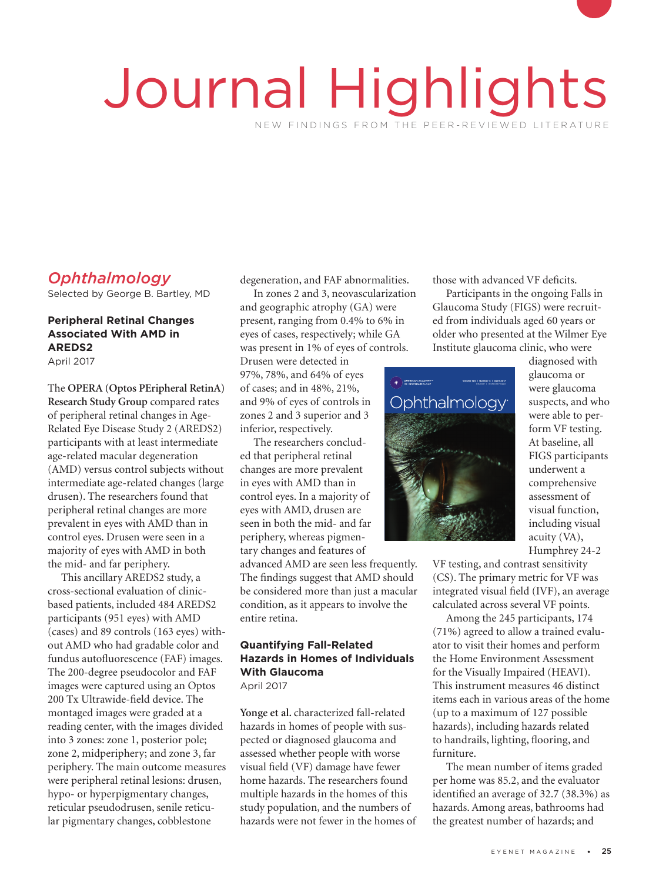# Journal Highlights

NEW FINDINGS FROM THE PEER-REVIEWED LITERATURE

## *Ophthalmology*

Selected by George B. Bartley, MD

### Peripheral Retinal Changes Associated With AMD in AREDS2

April 2017

The **OPERA (Optos PEripheral RetinA) Research Study Group** compared rates of peripheral retinal changes in Age-Related Eye Disease Study 2 (AREDS2) participants with at least intermediate age-related macular degeneration (AMD) versus control subjects without intermediate age-related changes (large drusen). The researchers found that peripheral retinal changes are more prevalent in eyes with AMD than in control eyes. Drusen were seen in a majority of eyes with AMD in both the mid- and far periphery.

This ancillary AREDS2 study, a cross-sectional evaluation of clinic-based patients, included 484 AREDS2 participants (951 eyes) with AMD (cases) and 89 controls (163 eyes) without AMD who had gradable color and fundus autofluorescence (FAF) images. The 200-degree pseudocolor and FAF images were captured using an Optos 200 Tx Ultrawide-field device. The montaged images were graded at a reading center, with the images divided into 3 zones: zone 1, posterior pole; zone 2, midperiphery; and zone 3, far periphery. The main outcome measures were peripheral retinal lesions: drusen, hypo- or hyperpigmentary changes, reticular pseudodrusen, senile reticular pigmentary changes, cobblestone degeneration, and FAF abnormalities.

In zones 2 and 3, neovascularization and geographic atrophy (GA) were present, ranging from 0.4% to 6% in eyes of cases, respectively; while GA was present in 1% of eyes of controls. Drusen were detected in 97%, 78%, and 64% of eyes of cases; and in 48%, 21%, and 9% of eyes of controls in zones 2 and 3 superior and 3 inferior, respectively.

The researchers concluded that peripheral retinal changes are more prevalent in eyes with AMD than in control eyes. In a majority of eyes with AMD, drusen are seen in both the mid- and far periphery, whereas pigmentary changes and features of advanced AMD are seen less frequently. The findings suggest that AMD should be considered more than just a macular condition, as it appears to involve the entire retina.

### Quantifying Fall-Related Hazards in Homes of Individuals With Glaucoma

April 2017

**Yonge et al.** characterized fall-related hazards in homes of people with suspected or diagnosed glaucoma and assessed whether people with worse visual field (VF) damage have fewer home hazards. The researchers found multiple hazards in the homes of this study population, and the numbers of hazards were not fewer in the homes of those with advanced VF deficits.

Participants in the ongoing Falls in Glaucoma Study (FIGS) were recruited from individuals aged 60 years or older who presented at the Wilmer Eye Institute glaucoma clinic, who were diagnosed with glaucoma or were glaucoma suspects, and who were able to perform VF testing. At baseline, all FIGS participants underwent a comprehensive assessment of visual function, including visual acuity (VA), Humphrey 24-2 VF testing, and contrast sensitivity (CS). The primary metric for VF was integrated visual field (IVF), an average calculated across several VF points.

Among the 245 participants, 174 (71%) agreed to allow a trained evaluator to visit their homes and perform the Home Environment Assessment for the Visually Impaired (HEAVI). This instrument measures 46 distinct items each in various areas of the home (up to a maximum of 127 possible hazards), including hazards related to handrails, lighting, flooring, and furniture.

The mean number of items graded per home was 85.2, and the evaluator identified an average of 32.7 (38.3%) as hazards. Among areas, bathrooms had the greatest number of hazards; and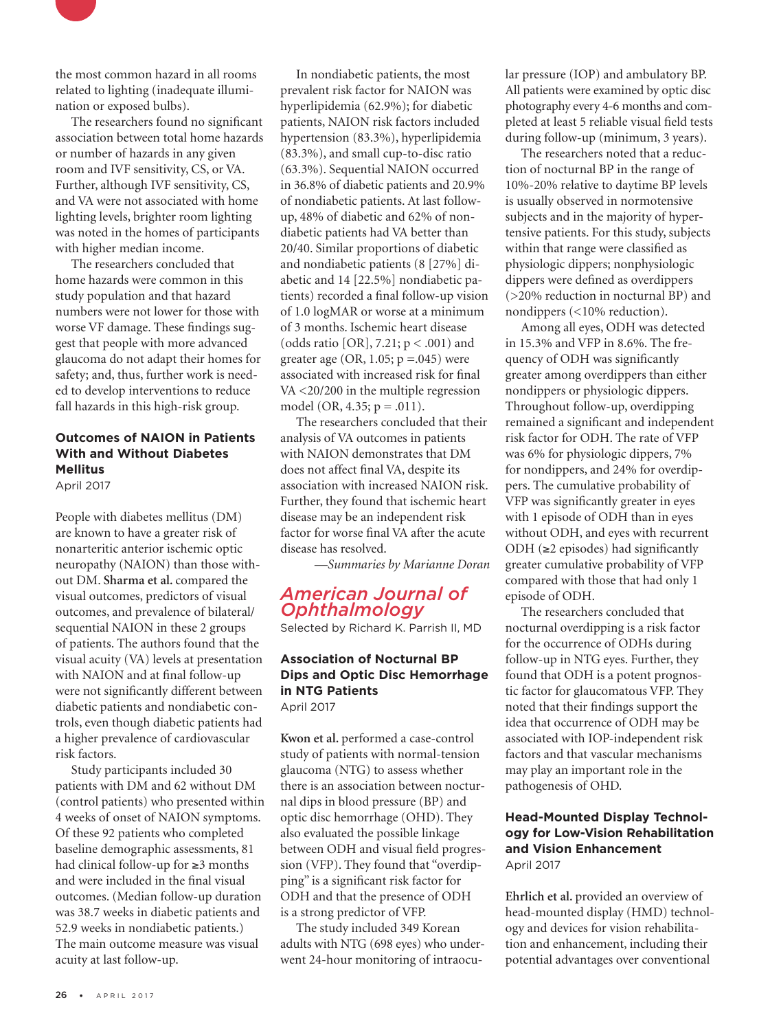the most common hazard in all rooms related to lighting (inadequate illumination or exposed bulbs).

The researchers found no significant association between total home hazards or number of hazards in any given room and IVF sensitivity, CS, or VA. Further, although IVF sensitivity, CS, and VA were not associated with home lighting levels, brighter room lighting was noted in the homes of participants with higher median income.

The researchers concluded that home hazards were common in this study population and that hazard numbers were not lower for those with worse VF damage. These findings suggest that people with more advanced glaucoma do not adapt their homes for safety; and, thus, further work is needed to develop interventions to reduce fall hazards in this high-risk group.

### Outcomes of NAION in Patients With and Without Diabetes Mellitus

April 2017

People with diabetes mellitus (DM) are known to have a greater risk of nonarteritic anterior ischemic optic neuropathy (NAION) than those without DM. **Sharma et al.** compared the visual outcomes, predictors of visual outcomes, and prevalence of bilateral/sequential NAION in these 2 groups of patients. The authors found that the visual acuity (VA) levels at presentation with NAION and at final follow-up were not significantly different between diabetic patients and nondiabetic controls, even though diabetic patients had a higher prevalence of cardiovascular risk factors.

Study participants included 30 patients with DM and 62 without DM (control patients) who presented within 4 weeks of onset of NAION symptoms. Of these 92 patients who completed baseline demographic assessments, 81 had clinical follow-up for ≥3 months and were included in the final visual outcomes. (Median follow-up duration was 38.7 weeks in diabetic patients and 52.9 weeks in nondiabetic patients.) The main outcome measure was visual acuity at last follow-up.

In nondiabetic patients, the most prevalent risk factor for NAION was hyperlipidemia (62.9%); for diabetic patients, NAION risk factors included hypertension (83.3%), hyperlipidemia (83.3%), and small cup-to-disc ratio (63.3%). Sequential NAION occurred in 36.8% of diabetic patients and 20.9% of nondiabetic patients. At last follow-up, 48% of diabetic and 62% of nondiabetic patients had VA better than 20/40. Similar proportions of diabetic and nondiabetic patients (8 [27%] diabetic and 14 [22.5%] nondiabetic patients) recorded a final follow-up vision of 1.0 logMAR or worse at a minimum of 3 months. Ischemic heart disease (odds ratio [OR], 7.21; $p < .001$) and greater age (OR, 1.05; $p = .045$) were associated with increased risk for final VA <20/200 in the multiple regression model (OR, 4.35; $p = .011$).

The researchers concluded that their analysis of VA outcomes in patients with NAION demonstrates that DM does not affect final VA, despite its association with increased NAION risk. Further, they found that ischemic heart disease may be an independent risk factor for worse final VA after the acute disease has resolved.

*—Summaries by Marianne Doran*

## American Journal of Ophthalmology

Selected by Richard K. Parrish II, MD

### Association of Nocturnal BP Dips and Optic Disc Hemorrhage in NTG Patients

April 2017

**Kwon et al.** performed a case-control study of patients with normal-tension glaucoma (NTG) to assess whether there is an association between nocturnal dips in blood pressure (BP) and optic disc hemorrhage (OHD). They also evaluated the possible linkage between ODH and visual field progression (VFP). They found that "overdipping" is a significant risk factor for ODH and that the presence of ODH is a strong predictor of VFP.

The study included 349 Korean adults with NTG (698 eyes) who underwent 24-hour monitoring of intraocular pressure (IOP) and ambulatory BP. All patients were examined by optic disc photography every 4-6 months and completed at least 5 reliable visual field tests during follow-up (minimum, 3 years).

The researchers noted that a reduction of nocturnal BP in the range of 10%-20% relative to daytime BP levels is usually observed in normotensive subjects and in the majority of hypertensive patients. For this study, subjects within that range were classified as physiologic dippers; nonphysiologic dippers were defined as overdippers (>20% reduction in nocturnal BP) and nondippers (<10% reduction).

Among all eyes, ODH was detected in 15.3% and VFP in 8.6%. The frequency of ODH was significantly greater among overdippers than either nondippers or physiologic dippers. Throughout follow-up, overdipping remained a significant and independent risk factor for ODH. The rate of VFP was 6% for physiologic dippers, 7% for nondippers, and 24% for overdippers. The cumulative probability of VFP was significantly greater in eyes with 1 episode of ODH than in eyes without ODH, and eyes with recurrent ODH (≥2 episodes) had significantly greater cumulative probability of VFP compared with those that had only 1 episode of ODH.

The researchers concluded that nocturnal overdipping is a risk factor for the occurrence of ODHs during follow-up in NTG eyes. Further, they found that ODH is a potent prognostic factor for glaucomatous VFP. They noted that their findings support the idea that occurrence of ODH may be associated with IOP-independent risk factors and that vascular mechanisms may play an important role in the pathogenesis of OHD.

### Head-Mounted Display Technology for Low-Vision Rehabilitation and Vision Enhancement

April 2017

**Ehrlich et al.** provided an overview of head-mounted display (HMD) technology and devices for vision rehabilitation and enhancement, including their potential advantages over conventional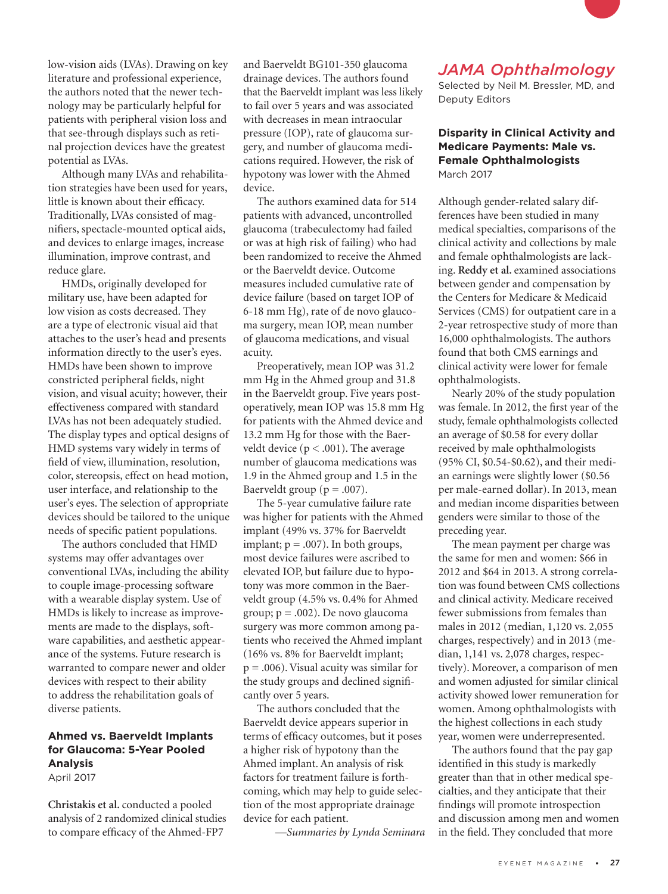low-vision aids (LVAs). Drawing on key literature and professional experience, the authors noted that the newer technology may be particularly helpful for patients with peripheral vision loss and that see-through displays such as retinal projection devices have the greatest potential as LVAs.

Although many LVAs and rehabilitation strategies have been used for years, little is known about their efficacy. Traditionally, LVAs consisted of magnifiers, spectacle-mounted optical aids, and devices to enlarge images, increase illumination, improve contrast, and reduce glare.

HMDs, originally developed for military use, have been adapted for low vision as costs decreased. They are a type of electronic visual aid that attaches to the user's head and presents information directly to the user's eyes. HMDs have been shown to improve constricted peripheral fields, night vision, and visual acuity; however, their effectiveness compared with standard LVAs has not been adequately studied. The display types and optical designs of HMD systems vary widely in terms of field of view, illumination, resolution, color, stereopsis, effect on head motion, user interface, and relationship to the user's eyes. The selection of appropriate devices should be tailored to the unique needs of specific patient populations.

The authors concluded that HMD systems may offer advantages over conventional LVAs, including the ability to couple image-processing software with a wearable display system. Use of HMDs is likely to increase as improvements are made to the displays, software capabilities, and aesthetic appearance of the systems. Future research is warranted to compare newer and older devices with respect to their ability to address the rehabilitation goals of diverse patients.

### Ahmed vs. Baerveldt Implants for Glaucoma: 5-Year Pooled Analysis

April 2017

**Christakis et al.** conducted a pooled analysis of 2 randomized clinical studies to compare efficacy of the Ahmed-FP7 and Baerveldt BG101-350 glaucoma drainage devices. The authors found that the Baerveldt implant was less likely to fail over 5 years and was associated with decreases in mean intraocular pressure (IOP), rate of glaucoma surgery, and number of glaucoma medications required. However, the risk of hypotony was lower with the Ahmed device.

The authors examined data for 514 patients with advanced, uncontrolled glaucoma (trabeculectomy had failed or was at high risk of failing) who had been randomized to receive the Ahmed or the Baerveldt device. Outcome measures included cumulative rate of device failure (based on target IOP of 6-18 mm Hg), rate of de novo glaucoma surgery, mean IOP, mean number of glaucoma medications, and visual acuity.

Preoperatively, mean IOP was 31.2 mm Hg in the Ahmed group and 31.8 in the Baerveldt group. Five years postoperatively, mean IOP was 15.8 mm Hg for patients with the Ahmed device and 13.2 mm Hg for those with the Baerveldt device ($p < .001$). The average number of glaucoma medications was 1.9 in the Ahmed group and 1.5 in the Baerveldt group ($p = .007$).

The 5-year cumulative failure rate was higher for patients with the Ahmed implant (49% vs. 37% for Baerveldt implant; $p = .007$). In both groups, most device failures were ascribed to elevated IOP, but failure due to hypotony was more common in the Baerveldt group (4.5% vs. 0.4% for Ahmed group; $p = .002$). De novo glaucoma surgery was more common among patients who received the Ahmed implant (16% vs. 8% for Baerveldt implant; $p = .006$). Visual acuity was similar for the study groups and declined significantly over 5 years.

The authors concluded that the Baerveldt device appears superior in terms of efficacy outcomes, but it poses a higher risk of hypotony than the Ahmed implant. An analysis of risk factors for treatment failure is forthcoming, which may help to guide selection of the most appropriate drainage device for each patient.

*—Summaries by Lynda Seminara*

## *JAMA Ophthalmology*

Selected by Neil M. Bressler, MD, and Deputy Editors

### Disparity in Clinical Activity and Medicare Payments: Male vs. Female Ophthalmologists

March 2017

Although gender-related salary differences have been studied in many medical specialties, comparisons of the clinical activity and collections by male and female ophthalmologists are lacking. **Reddy et al.** examined associations between gender and compensation by the Centers for Medicare & Medicaid Services (CMS) for outpatient care in a 2-year retrospective study of more than 16,000 ophthalmologists. The authors found that both CMS earnings and clinical activity were lower for female ophthalmologists.

Nearly 20% of the study population was female. In 2012, the first year of the study, female ophthalmologists collected an average of \$0.58 for every dollar received by male ophthalmologists (95% CI, \$0.54-\$0.62), and their median earnings were slightly lower (\$0.56 per male-earned dollar). In 2013, mean and median income disparities between genders were similar to those of the preceding year.

The mean payment per charge was the same for men and women: \$66 in 2012 and \$64 in 2013. A strong correlation was found between CMS collections and clinical activity. Medicare received fewer submissions from females than males in 2012 (median, 1,120 vs. 2,055 charges, respectively) and in 2013 (median, 1,141 vs. 2,078 charges, respectively). Moreover, a comparison of men and women adjusted for similar clinical activity showed lower remuneration for women. Among ophthalmologists with the highest collections in each study year, women were underrepresented.

The authors found that the pay gap identified in this study is markedly greater than that in other medical specialties, and they anticipate that their findings will promote introspection and discussion among men and women in the field. They concluded that more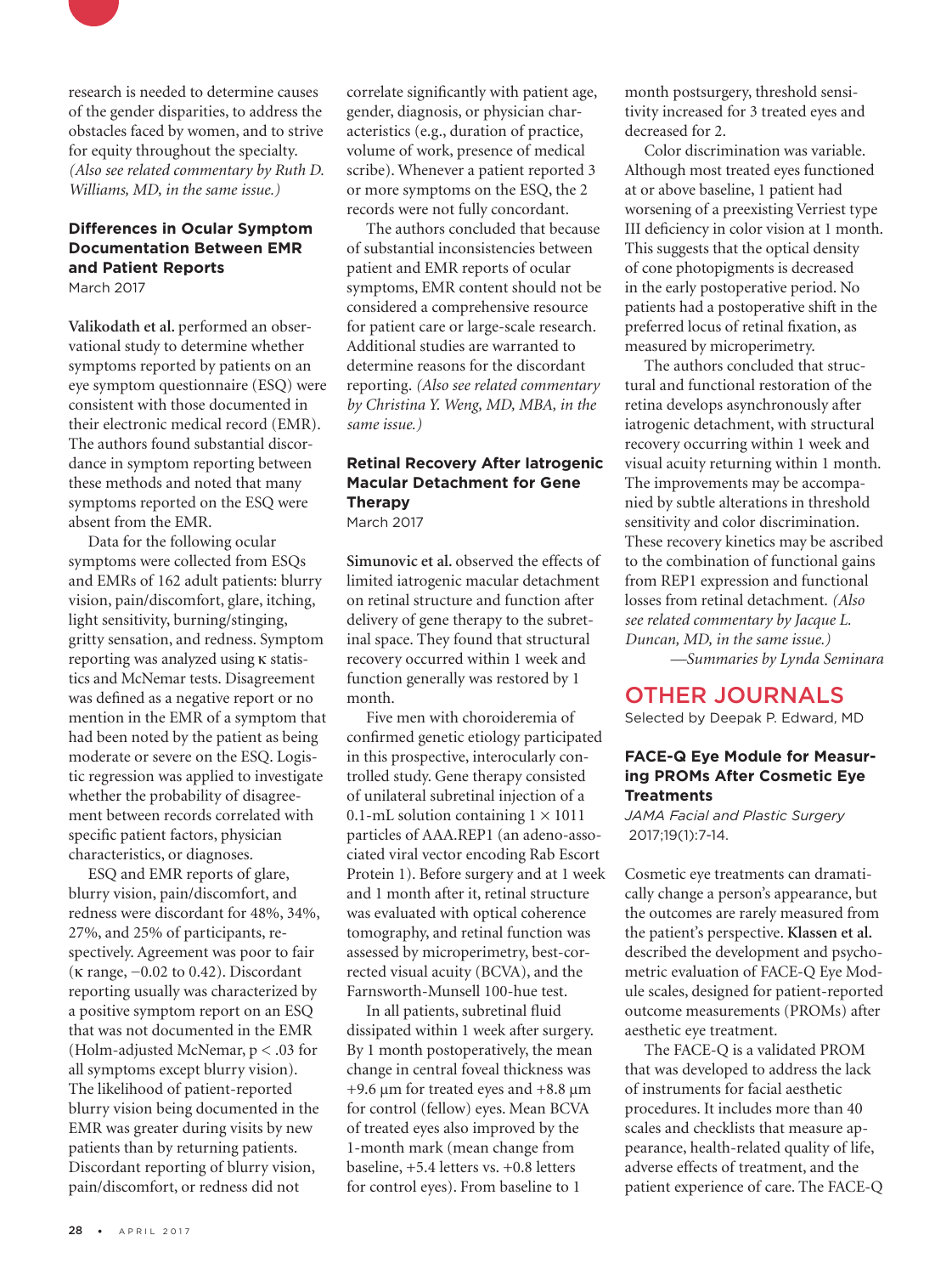research is needed to determine causes of the gender disparities, to address the obstacles faced by women, and to strive for equity throughout the specialty. *(Also see related commentary by Ruth D. Williams, MD, in the same issue.)*

### Differences in Ocular Symptom Documentation Between EMR and Patient Reports

March 2017

**Valikodath et al.** performed an observational study to determine whether symptoms reported by patients on an eye symptom questionnaire (ESQ) were consistent with those documented in their electronic medical record (EMR). The authors found substantial discordance in symptom reporting between these methods and noted that many symptoms reported on the ESQ were absent from the EMR.

Data for the following ocular symptoms were collected from ESQs and EMRs of 162 adult patients: blurry vision, pain/discomfort, glare, itching, light sensitivity, burning/stinging, gritty sensation, and redness. Symptom reporting was analyzed using κ statistics and McNemar tests. Disagreement was defined as a negative report or no mention in the EMR of a symptom that had been noted by the patient as being moderate or severe on the ESQ. Logistic regression was applied to investigate whether the probability of disagreement between records correlated with specific patient factors, physician characteristics, or diagnoses.

ESQ and EMR reports of glare, blurry vision, pain/discomfort, and redness were discordant for 48%, 34%, 27%, and 25% of participants, respectively. Agreement was poor to fair (κ range, −0.02 to 0.42). Discordant reporting usually was characterized by a positive symptom report on an ESQ that was not documented in the EMR (Holm-adjusted McNemar, $p < .03$ for all symptoms except blurry vision). The likelihood of patient-reported blurry vision being documented in the EMR was greater during visits by new patients than by returning patients. Discordant reporting of blurry vision, pain/discomfort, or redness did not correlate significantly with patient age, gender, diagnosis, or physician characteristics (e.g., duration of practice, volume of work, presence of medical scribe). Whenever a patient reported 3 or more symptoms on the ESQ, the 2 records were not fully concordant.

The authors concluded that because of substantial inconsistencies between patient and EMR reports of ocular symptoms, EMR content should not be considered a comprehensive resource for patient care or large-scale research. Additional studies are warranted to determine reasons for the discordant reporting. *(Also see related commentary by Christina Y. Weng, MD, MBA, in the same issue.)*

### Retinal Recovery After Iatrogenic Macular Detachment for Gene Therapy

March 2017

**Simunovic et al.** observed the effects of limited iatrogenic macular detachment on retinal structure and function after delivery of gene therapy to the subretinal space. They found that structural recovery occurred within 1 week and function generally was restored by 1 month.

Five men with choroideremia of confirmed genetic etiology participated in this prospective, interocularly controlled study. Gene therapy consisted of unilateral subretinal injection of a 0.1-mL solution containing $1 \times 1011$ particles of AAA.REP1 (an adeno-associated viral vector encoding Rab Escort Protein 1). Before surgery and at 1 week and 1 month after it, retinal structure was evaluated with optical coherence tomography, and retinal function was assessed by microperimetry, best-corrected visual acuity (BCVA), and the Farnsworth-Munsell 100-hue test.

In all patients, subretinal fluid dissipated within 1 week after surgery. By 1 month postoperatively, the mean change in central foveal thickness was +9.6 μm for treated eyes and +8.8 μm for control (fellow) eyes. Mean BCVA of treated eyes also improved by the 1-month mark (mean change from baseline, +5.4 letters vs. +0.8 letters for control eyes). From baseline to 1 month postsurgery, threshold sensitivity increased for 3 treated eyes and decreased for 2.

Color discrimination was variable. Although most treated eyes functioned at or above baseline, 1 patient had worsening of a preexisting Verriest type III deficiency in color vision at 1 month. This suggests that the optical density of cone photopigments is decreased in the early postoperative period. No patients had a postoperative shift in the preferred locus of retinal fixation, as measured by microperimetry.

The authors concluded that structural and functional restoration of the retina develops asynchronously after iatrogenic detachment, with structural recovery occurring within 1 week and visual acuity returning within 1 month. The improvements may be accompanied by subtle alterations in threshold sensitivity and color discrimination. These recovery kinetics may be ascribed to the combination of functional gains from REP1 expression and functional losses from retinal detachment. *(Also see related commentary by Jacque L. Duncan, MD, in the same issue.)*

*—Summaries by Lynda Seminara*

## OTHER JOURNALS

Selected by Deepak P. Edward, MD

### FACE-Q Eye Module for Measuring PROMs After Cosmetic Eye Treatments

*JAMA Facial and Plastic Surgery* 2017;19(1):7-14.

Cosmetic eye treatments can dramatically change a person's appearance, but the outcomes are rarely measured from the patient's perspective. **Klassen et al.** described the development and psychometric evaluation of FACE-Q Eye Module scales, designed for patient-reported outcome measurements (PROMs) after aesthetic eye treatment.

The FACE-Q is a validated PROM that was developed to address the lack of instruments for facial aesthetic procedures. It includes more than 40 scales and checklists that measure appearance, health-related quality of life, adverse effects of treatment, and the patient experience of care. The FACE-Q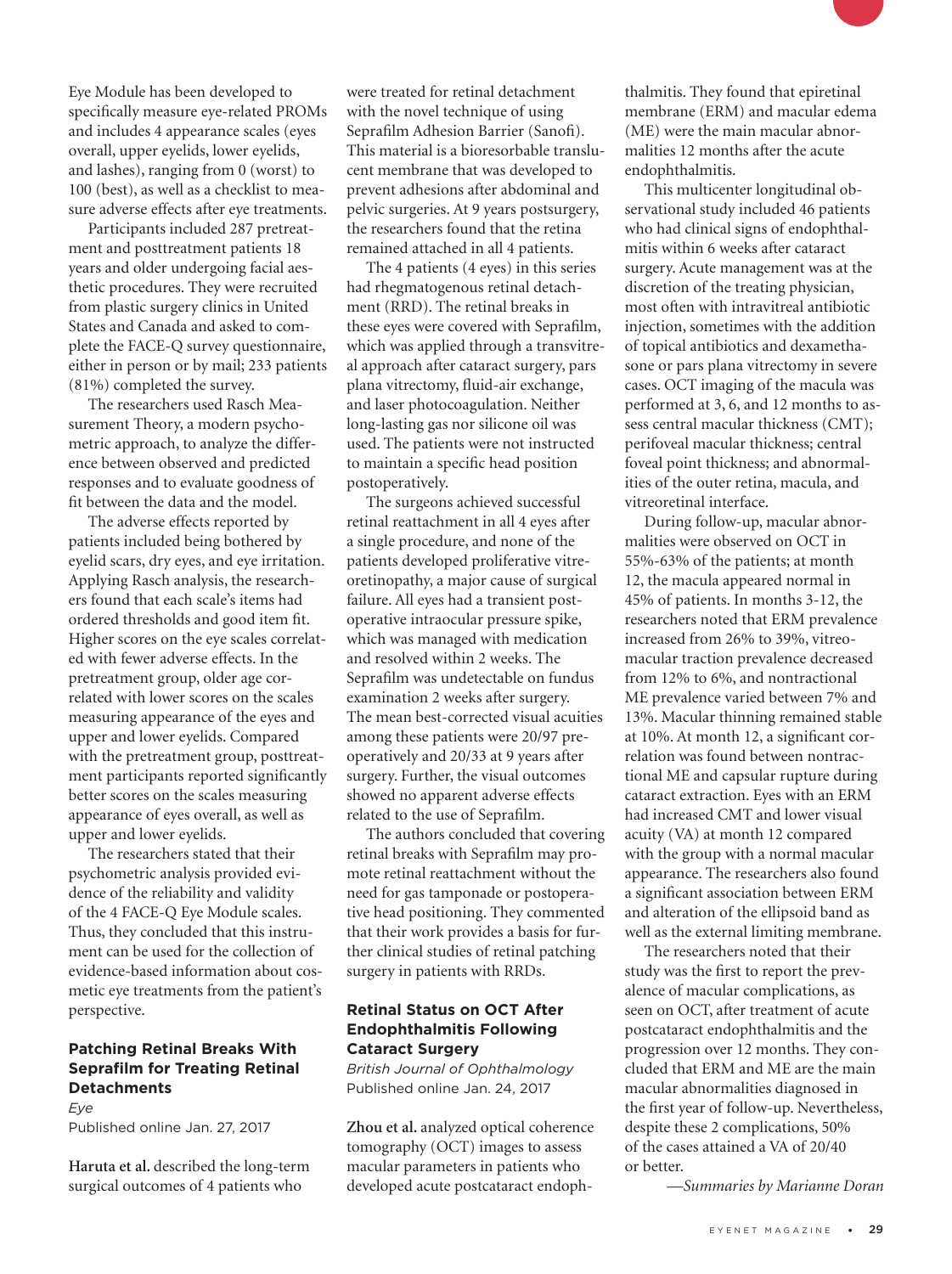Eye Module has been developed to specifically measure eye-related PROMs and includes 4 appearance scales (eyes overall, upper eyelids, lower eyelids, and lashes), ranging from 0 (worst) to 100 (best), as well as a checklist to measure adverse effects after eye treatments.

Participants included 287 pretreatment and posttreatment patients 18 years and older undergoing facial aesthetic procedures. They were recruited from plastic surgery clinics in United States and Canada and asked to complete the FACE-Q survey questionnaire, either in person or by mail; 233 patients (81%) completed the survey.

The researchers used Rasch Measurement Theory, a modern psychometric approach, to analyze the difference between observed and predicted responses and to evaluate goodness of fit between the data and the model.

The adverse effects reported by patients included being bothered by eyelid scars, dry eyes, and eye irritation. Applying Rasch analysis, the researchers found that each scale's items had ordered thresholds and good item fit. Higher scores on the eye scales correlated with fewer adverse effects. In the pretreatment group, older age correlated with lower scores on the scales measuring appearance of the eyes and upper and lower eyelids. Compared with the pretreatment group, posttreatment participants reported significantly better scores on the scales measuring appearance of eyes overall, as well as upper and lower eyelids.

The researchers stated that their psychometric analysis provided evidence of the reliability and validity of the 4 FACE-Q Eye Module scales. Thus, they concluded that this instrument can be used for the collection of evidence-based information about cosmetic eye treatments from the patient's perspective.

### Patching Retinal Breaks With Seprafilm for Treating Retinal Detachments

*Eye*
Published online Jan. 27, 2017

**Haruta et al.** described the long-term surgical outcomes of 4 patients who were treated for retinal detachment with the novel technique of using Seprafilm Adhesion Barrier (Sanofi). This material is a bioresorbable translucent membrane that was developed to prevent adhesions after abdominal and pelvic surgeries. At 9 years postsurgery, the researchers found that the retina remained attached in all 4 patients.

The 4 patients (4 eyes) in this series had rhegmatogenous retinal detachment (RRD). The retinal breaks in these eyes were covered with Seprafilm, which was applied through a transvitreal approach after cataract surgery, pars plana vitrectomy, fluid-air exchange, and laser photocoagulation. Neither long-lasting gas nor silicone oil was used. The patients were not instructed to maintain a specific head position postoperatively.

The surgeons achieved successful retinal reattachment in all 4 eyes after a single procedure, and none of the patients developed proliferative vitreoretinopathy, a major cause of surgical failure. All eyes had a transient postoperative intraocular pressure spike, which was managed with medication and resolved within 2 weeks. The Seprafilm was undetectable on fundus examination 2 weeks after surgery. The mean best-corrected visual acuities among these patients were 20/97 preoperatively and 20/33 at 9 years after surgery. Further, the visual outcomes showed no apparent adverse effects related to the use of Seprafilm.

The authors concluded that covering retinal breaks with Seprafilm may promote retinal reattachment without the need for gas tamponade or postoperative head positioning. They commented that their work provides a basis for further clinical studies of retinal patching surgery in patients with RRDs.

### Retinal Status on OCT After Endophthalmitis Following Cataract Surgery

*British Journal of Ophthalmology*
Published online Jan. 24, 2017

**Zhou et al.** analyzed optical coherence tomography (OCT) images to assess macular parameters in patients who developed acute postcataract endophthalmitis. They found that epiretinal membrane (ERM) and macular edema (ME) were the main macular abnormalities 12 months after the acute endophthalmitis.

This multicenter longitudinal observational study included 46 patients who had clinical signs of endophthalmitis within 6 weeks after cataract surgery. Acute management was at the discretion of the treating physician, most often with intravitreal antibiotic injection, sometimes with the addition of topical antibiotics and dexamethasone or pars plana vitrectomy in severe cases. OCT imaging of the macula was performed at 3, 6, and 12 months to assess central macular thickness (CMT); perifoveal macular thickness; central foveal point thickness; and abnormalities of the outer retina, macula, and vitreoretinal interface.

During follow-up, macular abnormalities were observed on OCT in 55%-63% of the patients; at month 12, the macula appeared normal in 45% of patients. In months 3-12, the researchers noted that ERM prevalence increased from 26% to 39%, vitreomacular traction prevalence decreased from 12% to 6%, and nontractional ME prevalence varied between 7% and 13%. Macular thinning remained stable at 10%. At month 12, a significant correlation was found between nontractional ME and capsular rupture during cataract extraction. Eyes with an ERM had increased CMT and lower visual acuity (VA) at month 12 compared with the group with a normal macular appearance. The researchers also found a significant association between ERM and alteration of the ellipsoid band as well as the external limiting membrane.

The researchers noted that their study was the first to report the prevalence of macular complications, as seen on OCT, after treatment of acute postcataract endophthalmitis and the progression over 12 months. They concluded that ERM and ME are the main macular abnormalities diagnosed in the first year of follow-up. Nevertheless, despite these 2 complications, 50% of the cases attained a VA of 20/40 or better.

*—Summaries by Marianne Doran*